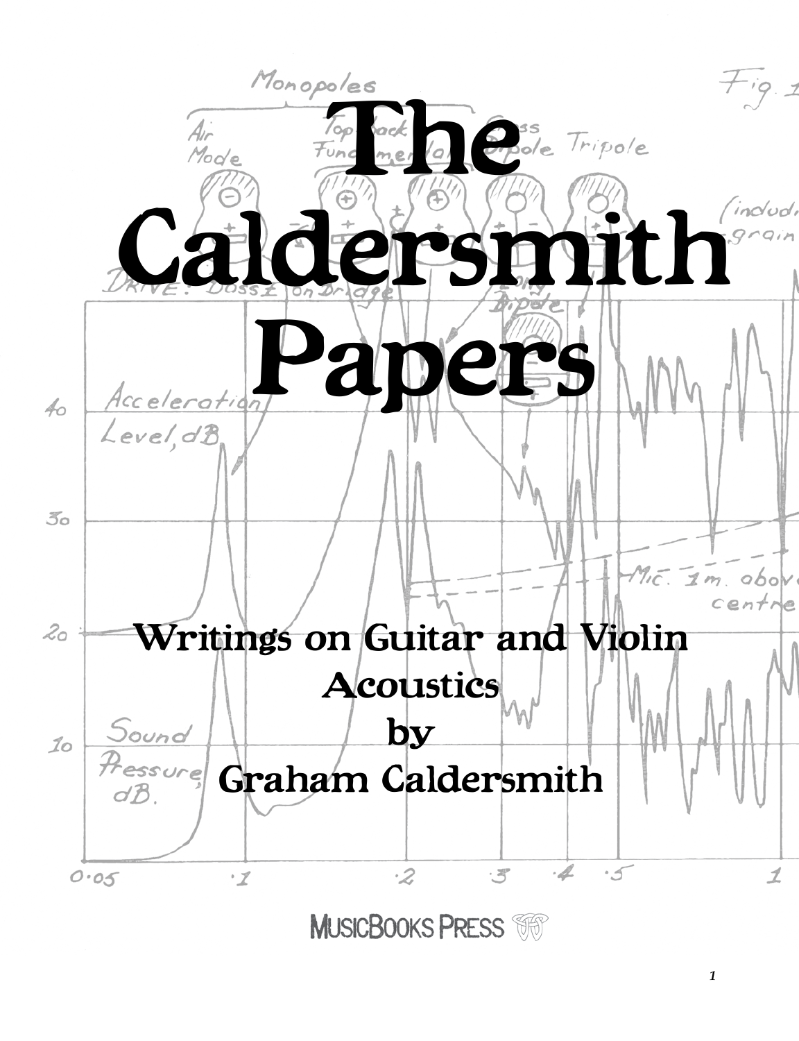# The Caldersmith Papers

## Writings on Guitar and Violin Acoustics

by

Graham Caldersmith

MusicBooks Press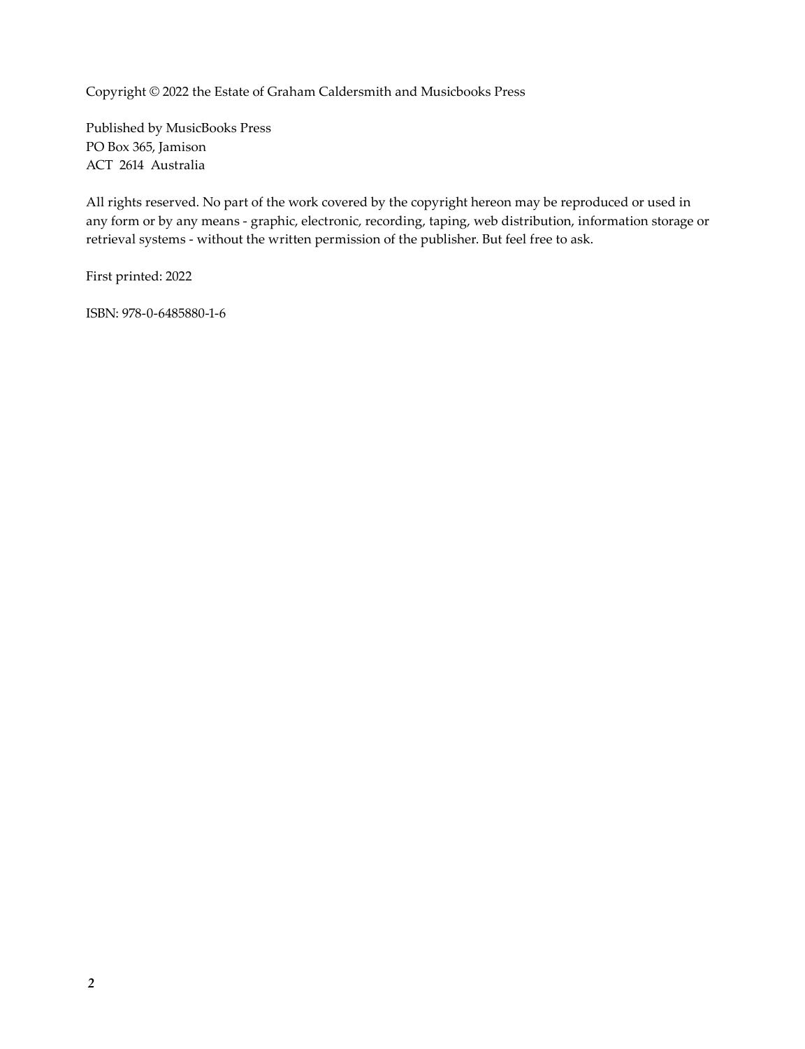Copyright © 2022 the Estate of Graham Caldersmith and Musicbooks Press

Published by MusicBooks Press
PO Box 365, Jamison
ACT 2614 Australia

All rights reserved. No part of the work covered by the copyright hereon may be reproduced or used in any form or by any means - graphic, electronic, recording, taping, web distribution, information storage or retrieval systems - without the written permission of the publisher. But feel free to ask.

First printed: 2022

ISBN: 978-0-6485880-1-6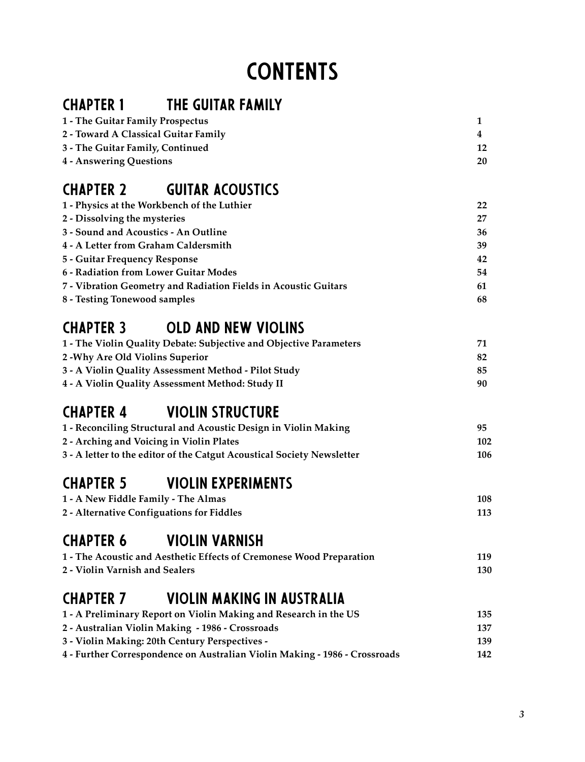# CONTENTS

## CHAPTER 1 THE GUITAR FAMILY

| | |
|---|---|
| **1 - The Guitar Family Prospectus** | **1** |
| **2 - Toward A Classical Guitar Family** | **4** |
| **3 - The Guitar Family, Continued** | **12** |
| **4 - Answering Questions** | **20** |

## CHAPTER 2 GUITAR ACOUSTICS

| | |
|---|---|
| **1 - Physics at the Workbench of the Luthier** | **22** |
| **2 - Dissolving the mysteries** | **27** |
| **3 - Sound and Acoustics - An Outline** | **36** |
| **4 - A Letter from Graham Caldersmith** | **39** |
| **5 - Guitar Frequency Response** | **42** |
| **6 - Radiation from Lower Guitar Modes** | **54** |
| **7 - Vibration Geometry and Radiation Fields in Acoustic Guitars** | **61** |
| **8 - Testing Tonewood samples** | **68** |

## CHAPTER 3 OLD AND NEW VIOLINS

| | |
|---|---|
| **1 - The Violin Quality Debate: Subjective and Objective Parameters** | **71** |
| **2 -Why Are Old Violins Superior** | **82** |
| **3 - A Violin Quality Assessment Method - Pilot Study** | **85** |
| **4 - A Violin Quality Assessment Method: Study II** | **90** |

## CHAPTER 4 VIOLIN STRUCTURE

| | |
|---|---|
| **1 - Reconciling Structural and Acoustic Design in Violin Making** | **95** |
| **2 - Arching and Voicing in Violin Plates** | **102** |
| **3 - A letter to the editor of the Catgut Acoustical Society Newsletter** | **106** |

## CHAPTER 5 VIOLIN EXPERIMENTS

| | |
|---|---|
| **1 - A New Fiddle Family - The Almas** | **108** |
| **2 - Alternative Configuations for Fiddles** | **113** |

## CHAPTER 6 VIOLIN VARNISH

| | |
|---|---|
| **1 - The Acoustic and Aesthetic Effects of Cremonese Wood Preparation** | **119** |
| **2 - Violin Varnish and Sealers** | **130** |

## CHAPTER 7 VIOLIN MAKING IN AUSTRALIA

| | |
|---|---|
| **1 - A Preliminary Report on Violin Making and Research in the US** | **135** |
| **2 - Australian Violin Making - 1986 - Crossroads** | **137** |
| **3 - Violin Making: 20th Century Perspectives -** | **139** |
| **4 - Further Correspondence on Australian Violin Making - 1986 - Crossroads** | **142** |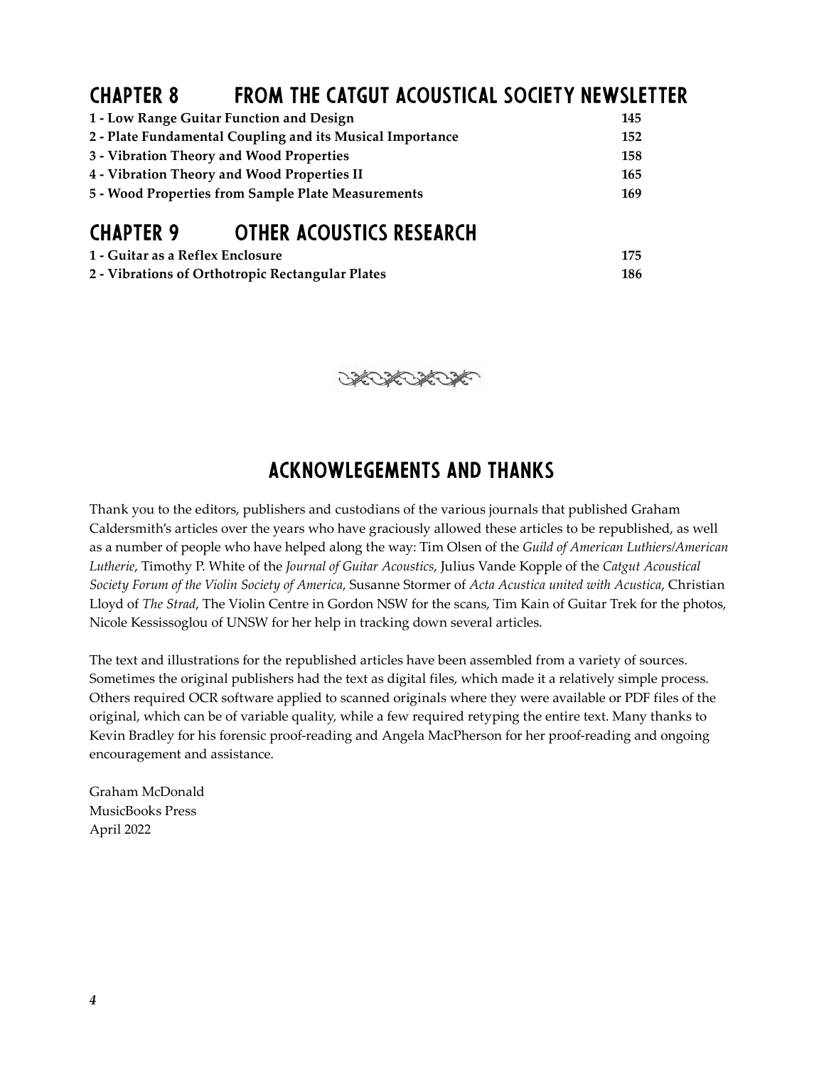## CHAPTER 8 FROM THE CATGUT ACOUSTICAL SOCIETY NEWSLETTER

| | |
|---|---|
| **1 - Low Range Guitar Function and Design** | **145** |
| **2 - Plate Fundamental Coupling and its Musical Importance** | **152** |
| **3 - Vibration Theory and Wood Properties** | **158** |
| **4 - Vibration Theory and Wood Properties II** | **165** |
| **5 - Wood Properties from Sample Plate Measurements** | **169** |

## CHAPTER 9 OTHER ACOUSTICS RESEARCH

| | |
|---|---|
| **1 - Guitar as a Reflex Enclosure** | **175** |
| **2 - Vibrations of Orthotropic Rectangular Plates** | **186** |

## ACKNOWLEGEMENTS AND THANKS

Thank you to the editors, publishers and custodians of the various journals that published Graham Caldersmith's articles over the years who have graciously allowed these articles to be republished, as well as a number of people who have helped along the way: Tim Olsen of the *Guild of American Luthiers/American Lutherie*, Timothy P. White of the *Journal of Guitar Acoustics*, Julius Vande Kopple of the *Catgut Acoustical Society Forum of the Violin Society of America*, Susanne Stormer of *Acta Acustica united with Acustica*, Christian Lloyd of *The Strad*, The Violin Centre in Gordon NSW for the scans, Tim Kain of Guitar Trek for the photos, Nicole Kessissoglou of UNSW for her help in tracking down several articles.

The text and illustrations for the republished articles have been assembled from a variety of sources. Sometimes the original publishers had the text as digital files, which made it a relatively simple process. Others required OCR software applied to scanned originals where they were available or PDF files of the original, which can be of variable quality, while a few required retyping the entire text. Many thanks to Kevin Bradley for his forensic proof-reading and Angela MacPherson for her proof-reading and ongoing encouragement and assistance.

Graham McDonald
MusicBooks Press
April 2022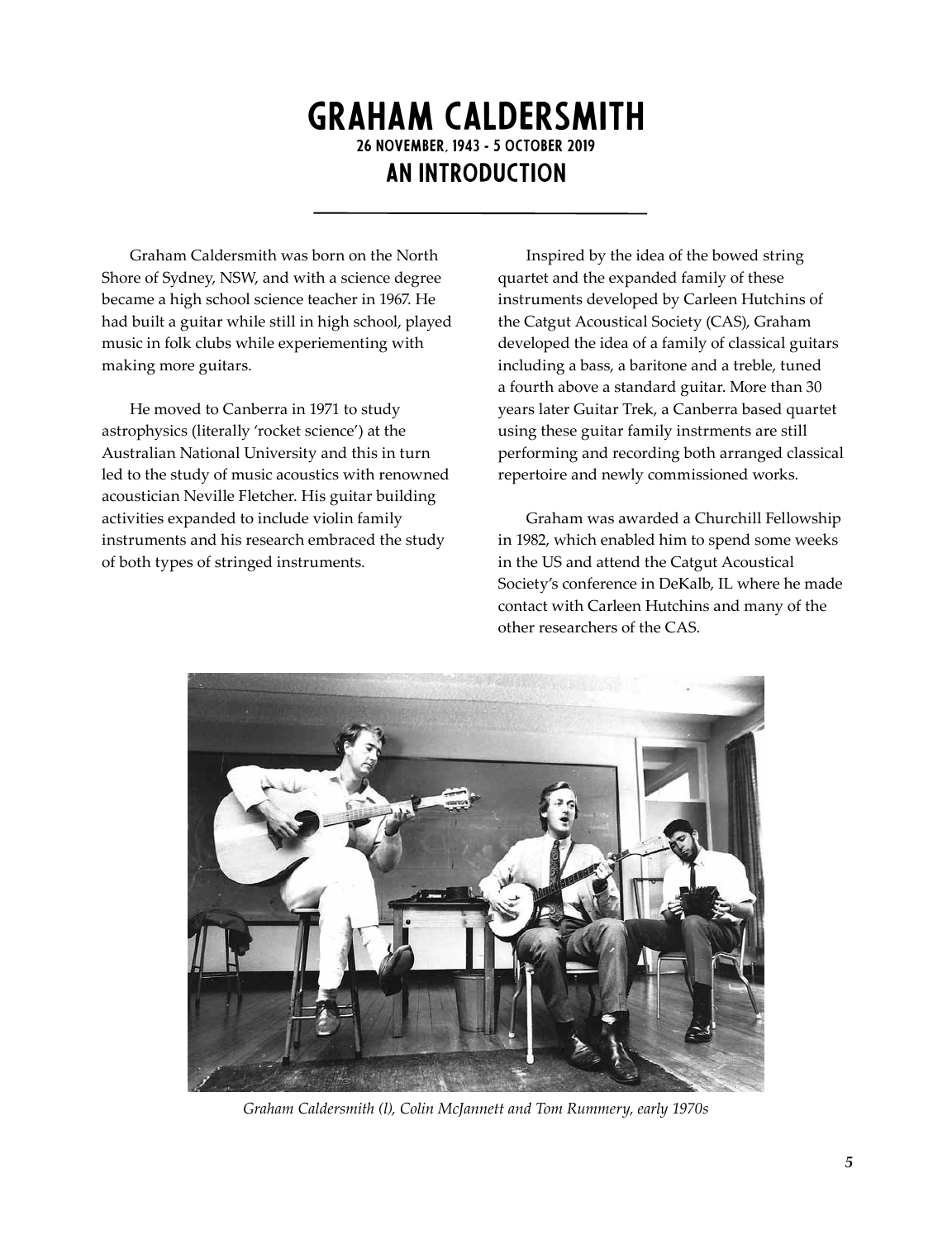# GRAHAM CALDERSMITH

### 26 NOVEMBER, 1943 - 5 OCTOBER 2019

## AN INTRODUCTION

Graham Caldersmith was born on the North Shore of Sydney, NSW, and with a science degree became a high school science teacher in 1967. He had built a guitar while still in high school, played music in folk clubs while experiementing with making more guitars.

He moved to Canberra in 1971 to study astrophysics (literally 'rocket science') at the Australian National University and this in turn led to the study of music acoustics with renowned acoustician Neville Fletcher. His guitar building activities expanded to include violin family instruments and his research embraced the study of both types of stringed instruments.

Inspired by the idea of the bowed string quartet and the expanded family of these instruments developed by Carleen Hutchins of the Catgut Acoustical Society (CAS), Graham developed the idea of a family of classical guitars including a bass, a baritone and a treble, tuned a fourth above a standard guitar. More than 30 years later Guitar Trek, a Canberra based quartet using these guitar family instrments are still performing and recording both arranged classical repertoire and newly commissioned works.

Graham was awarded a Churchill Fellowship in 1982, which enabled him to spend some weeks in the US and attend the Catgut Acoustical Society's conference in DeKalb, IL where he made contact with Carleen Hutchins and many of the other researchers of the CAS.

*Graham Caldersmith (l), Colin McJannett and Tom Rummery, early 1970s*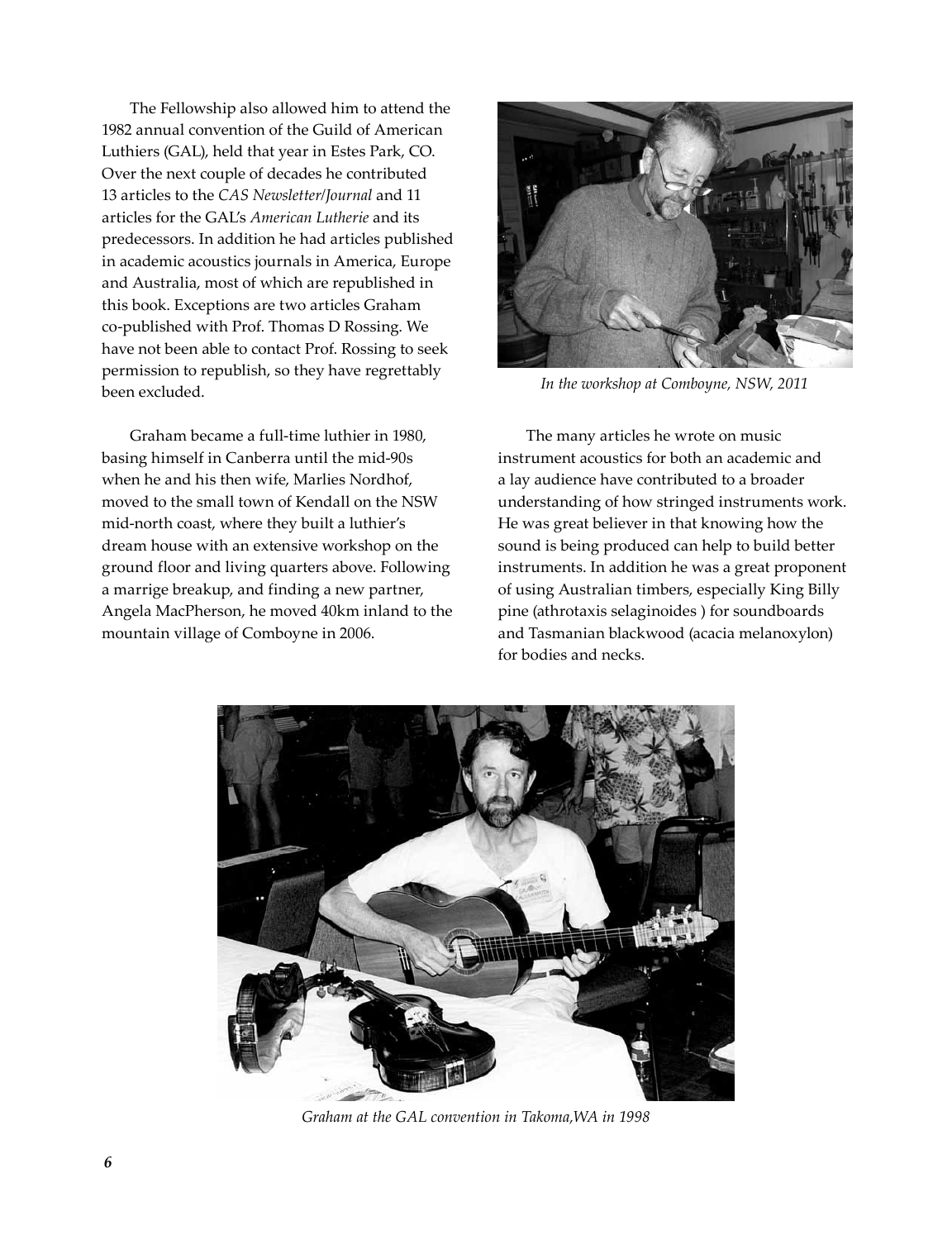The Fellowship also allowed him to attend the 1982 annual convention of the Guild of American Luthiers (GAL), held that year in Estes Park, CO. Over the next couple of decades he contributed 13 articles to the *CAS Newsletter/Journal* and 11 articles for the GAL's *American Lutherie* and its predecessors. In addition he had articles published in academic acoustics journals in America, Europe and Australia, most of which are republished in this book. Exceptions are two articles Graham co-published with Prof. Thomas D Rossing. We have not been able to contact Prof. Rossing to seek permission to republish, so they have regrettably been excluded.

*In the workshop at Comboyne, NSW, 2011*

Graham became a full-time luthier in 1980, basing himself in Canberra until the mid-90s when he and his then wife, Marlies Nordhof, moved to the small town of Kendall on the NSW mid-north coast, where they built a luthier's dream house with an extensive workshop on the ground floor and living quarters above. Following a marrige breakup, and finding a new partner, Angela MacPherson, he moved 40km inland to the mountain village of Comboyne in 2006.

The many articles he wrote on music instrument acoustics for both an academic and a lay audience have contributed to a broader understanding of how stringed instruments work. He was great believer in that knowing how the sound is being produced can help to build better instruments. In addition he was a great proponent of using Australian timbers, especially King Billy pine (athrotaxis selaginoides ) for soundboards and Tasmanian blackwood (acacia melanoxylon) for bodies and necks.

*Graham at the GAL convention in Takoma,WA in 1998*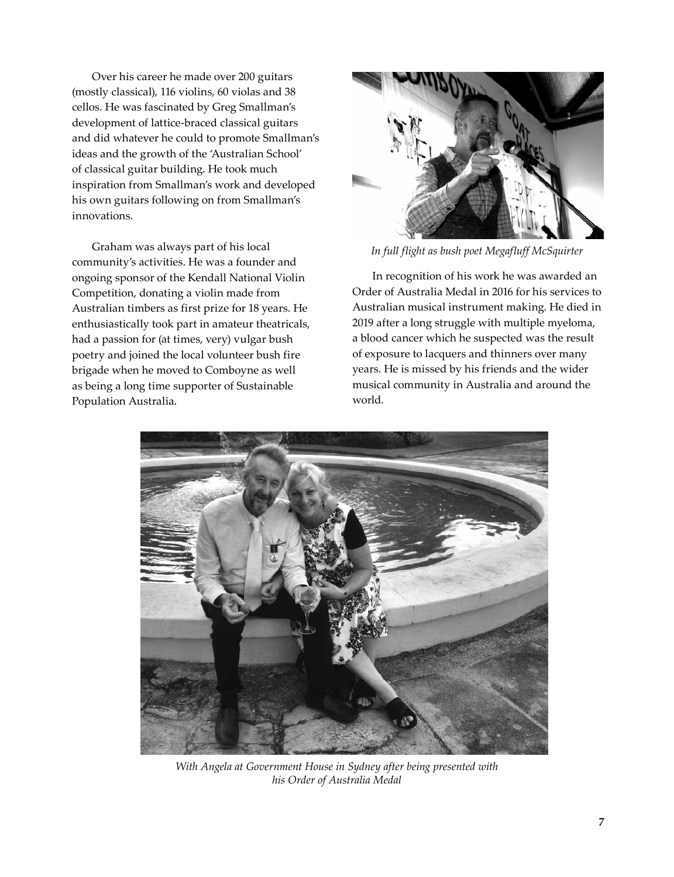Over his career he made over 200 guitars (mostly classical), 116 violins, 60 violas and 38 cellos. He was fascinated by Greg Smallman's development of lattice-braced classical guitars and did whatever he could to promote Smallman's ideas and the growth of the 'Australian School' of classical guitar building. He took much inspiration from Smallman's work and developed his own guitars following on from Smallman's innovations.

Graham was always part of his local community's activities. He was a founder and ongoing sponsor of the Kendall National Violin Competition, donating a violin made from Australian timbers as first prize for 18 years. He enthusiastically took part in amateur theatricals, had a passion for (at times, very) vulgar bush poetry and joined the local volunteer bush fire brigade when he moved to Comboyne as well as being a long time supporter of Sustainable Population Australia.

*In full flight as bush poet Megafluff McSquirter*

In recognition of his work he was awarded an Order of Australia Medal in 2016 for his services to Australian musical instrument making. He died in 2019 after a long struggle with multiple myeloma, a blood cancer which he suspected was the result of exposure to lacquers and thinners over many years. He is missed by his friends and the wider musical community in Australia and around the world.

*With Angela at Government House in Sydney after being presented with his Order of Australia Medal*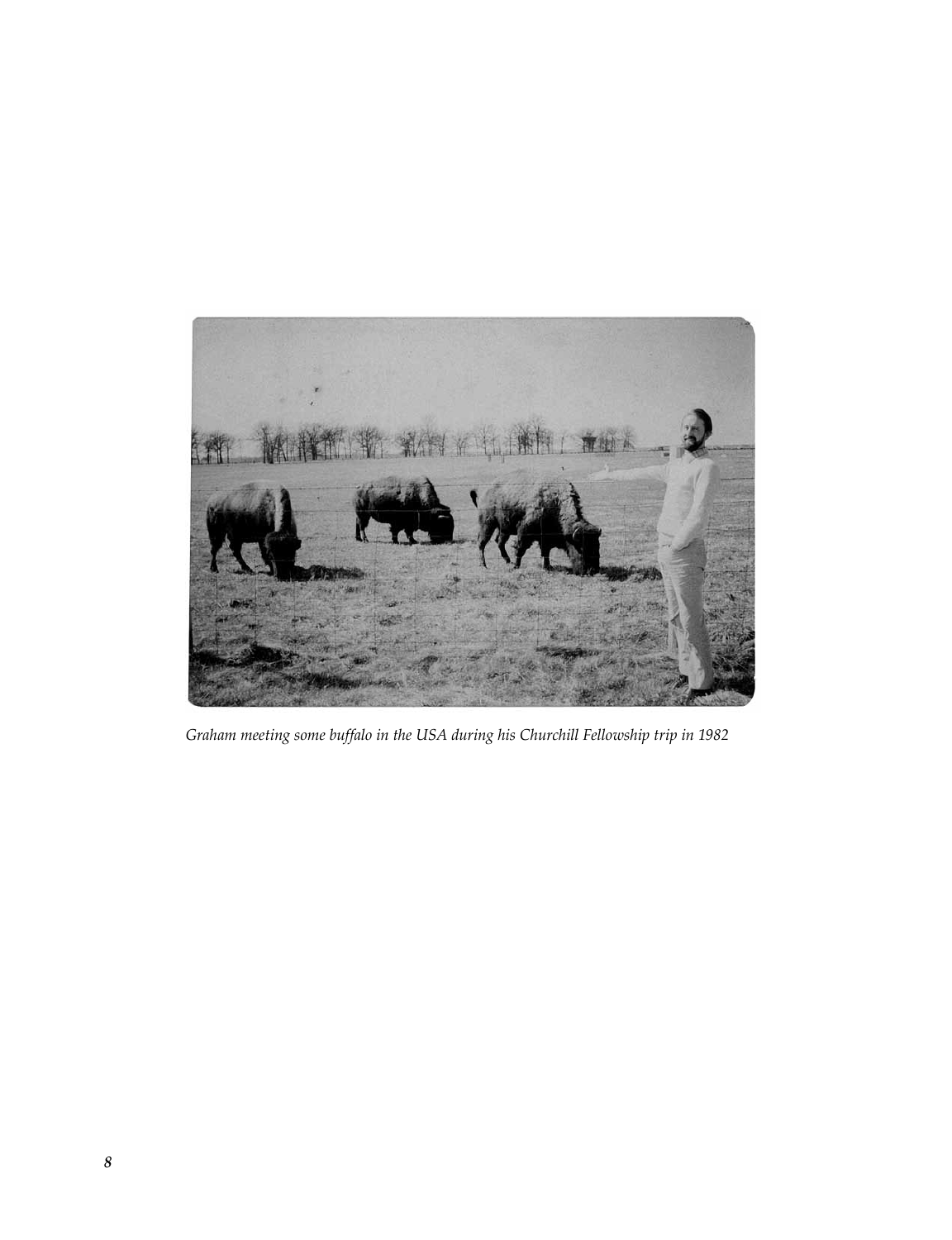*Graham meeting some buffalo in the USA during his Churchill Fellowship trip in 1982*